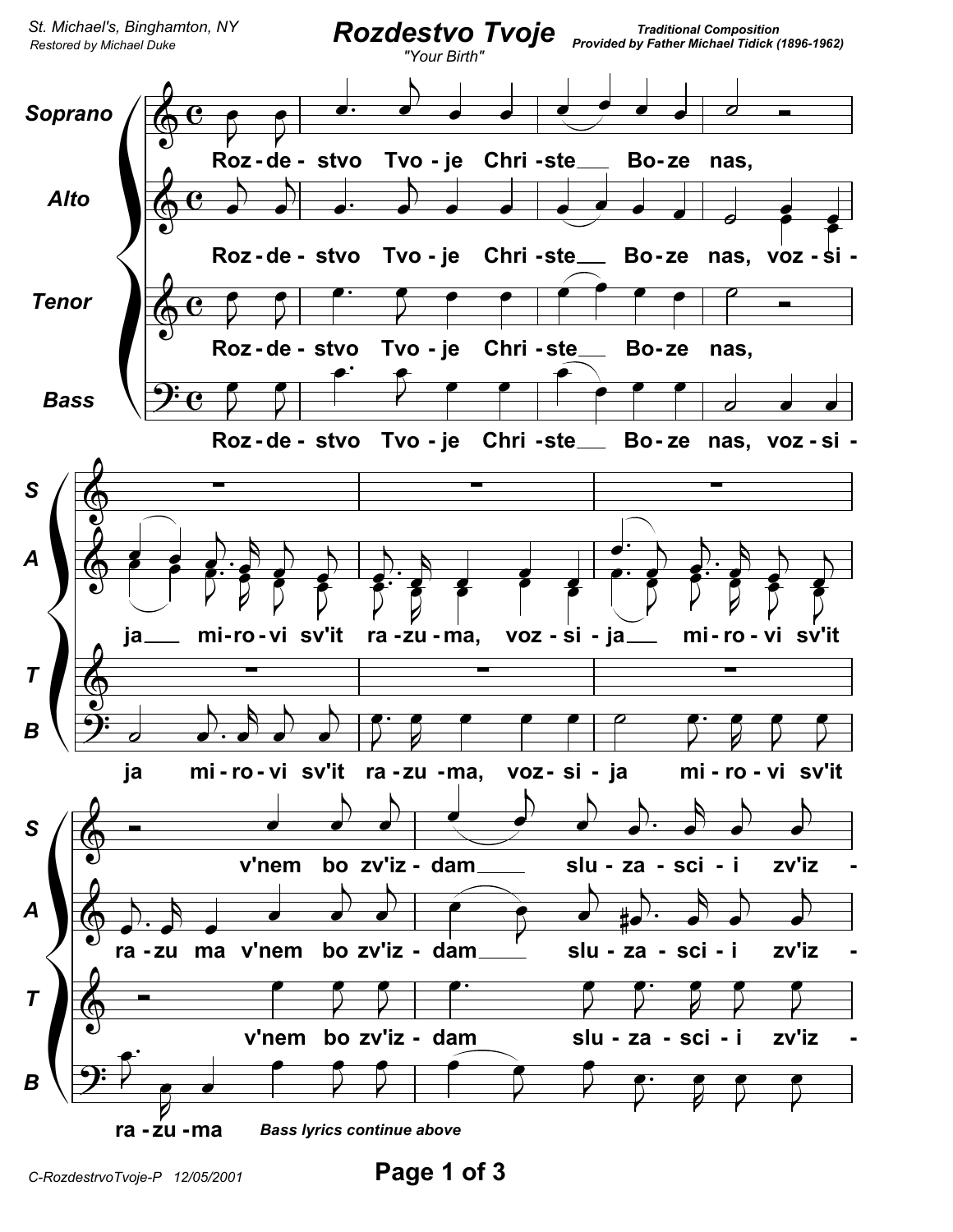St. Michael's, Binghamton, NY
*Restored by Michael Duke*

# Rozdestvo Tvoje

*"Your Birth"*

**Traditional Composition**
**Provided by Father Michael Tidick (1896-1962)**

**Soprano:** Roz - de - stvo Tvo - je Chri - ste___ Bo - ze nas, v'nem bo zv'iz - dam____ slu - za - sci - i zv'iz -

**Alto:** Roz - de - stvo Tvo - je Chri - ste___ Bo - ze nas, voz - si - ja___ mi - ro - vi sv'it ra - zu - ma, voz - si - ja___ mi - ro - vi sv'it ra - zu ma v'nem bo zv'iz - dam____ slu - za - sci - i zv'iz -

**Tenor:** Roz - de - stvo Tvo - je Chri - ste___ Bo - ze nas, v'nem bo zv'iz - dam slu - za - sci - i zv'iz -

**Bass:** Roz - de - stvo Tvo - je Chri - ste___ Bo - ze nas, voz - si - ja mi - ro - vi sv'it ra - zu - ma, voz - si - ja mi - ro - vi sv'it ra - zu - ma

*Bass lyrics continue above*

C-RozdestrvoTvoje-P 12/05/2001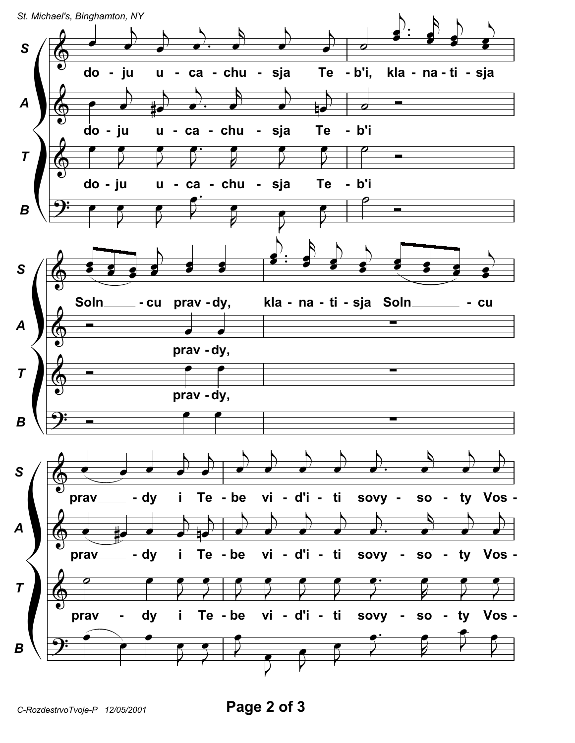do - ju u - ca - chu - sja Te - b'i, kla - na - ti - sja

Soln - cu prav - dy, kla - na - ti - sja Soln - cu

prav - dy i Te - be vi - d'i - ti sovy - so - ty Vos -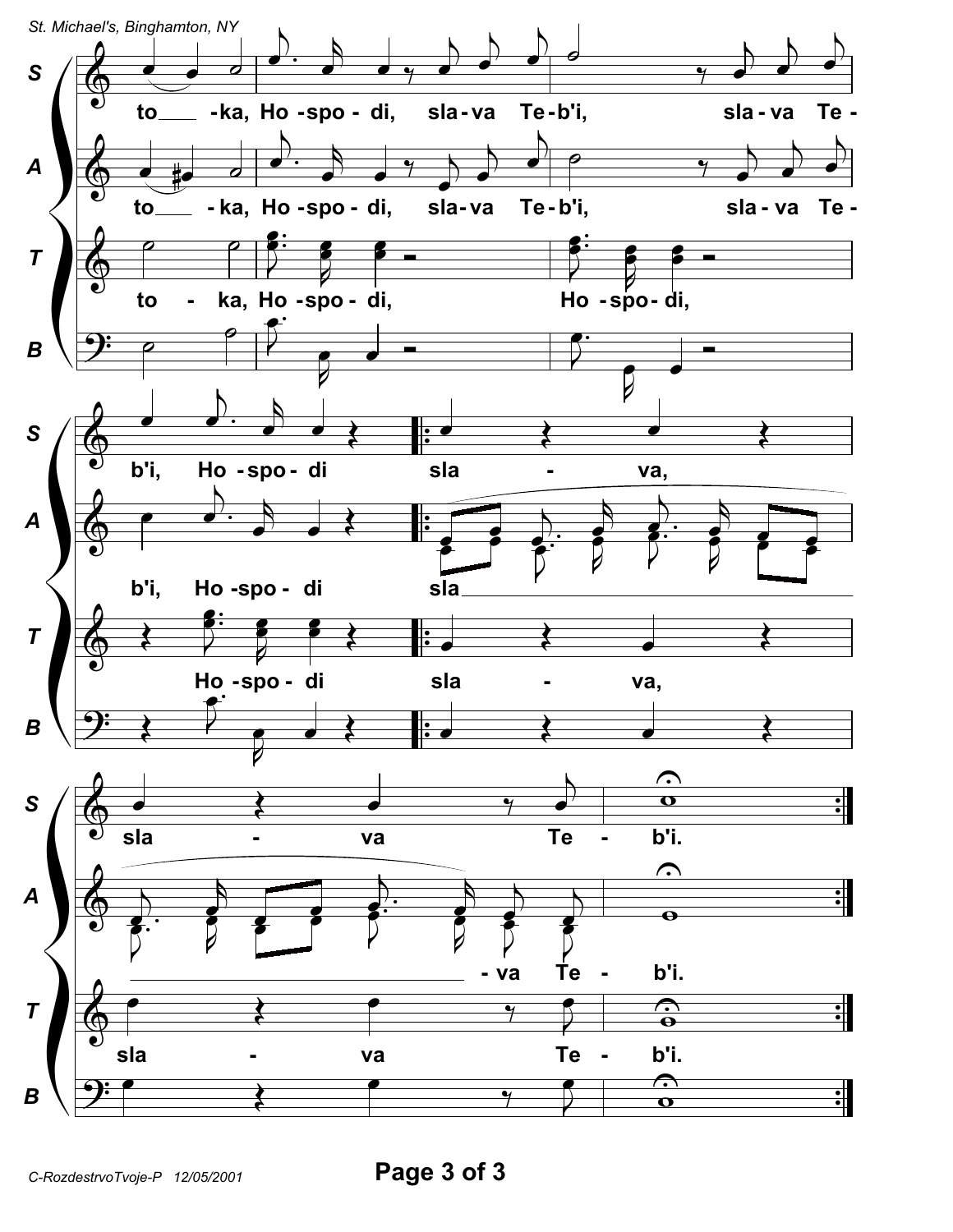St. Michael's, Binghamton, NY

S: to___ -ka, Ho-spo-di, sla-va Te-b'i, sla-va Te-

A: to___ -ka, Ho-spo-di, sla-va Te-b'i, sla-va Te-

T: to - ka, Ho-spo-di, Ho-spo-di,

B

S: b'i, Ho-spo-di sla - va,

A: b'i, Ho-spo-di sla___

T: Ho-spo-di sla - va,

B

S: sla - va Te - b'i.

A: -va Te - b'i.

T: sla - va Te - b'i.

B

C-RozdestrvoTvoje-P 12/05/2001